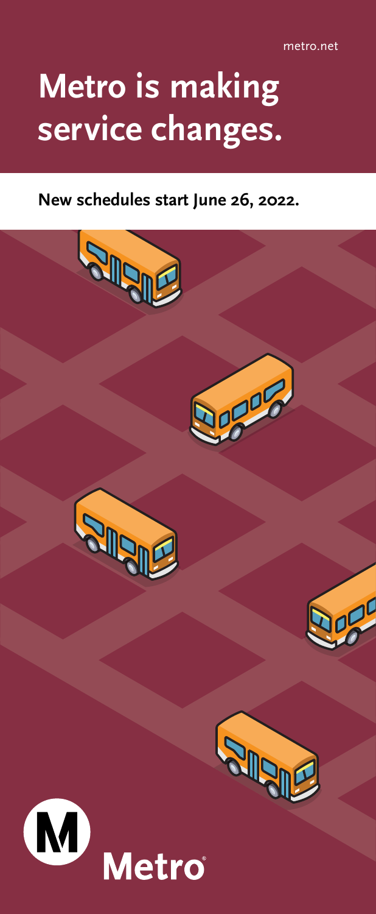metro.net

# Metro is making service changes.

**New schedules start June 26, 2022.**

Metro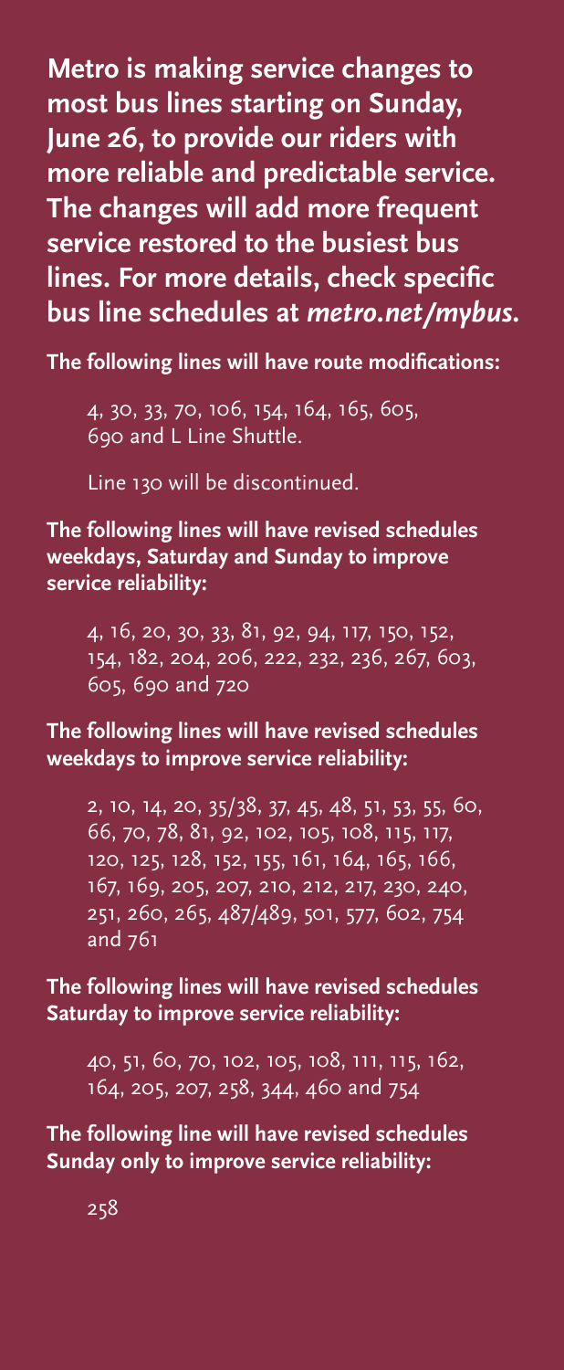**Metro is making service changes to most bus lines starting on Sunday, June 26, to provide our riders with more reliable and predictable service. The changes will add more frequent service restored to the busiest bus lines. For more details, check specific bus line schedules at *metro.net/mybus*.**

**The following lines will have route modifications:**

4, 30, 33, 70, 106, 154, 164, 165, 605, 690 and L Line Shuttle.

Line 130 will be discontinued.

**The following lines will have revised schedules weekdays, Saturday and Sunday to improve service reliability:**

4, 16, 20, 30, 33, 81, 92, 94, 117, 150, 152, 154, 182, 204, 206, 222, 232, 236, 267, 603, 605, 690 and 720

**The following lines will have revised schedules weekdays to improve service reliability:**

2, 10, 14, 20, 35/38, 37, 45, 48, 51, 53, 55, 60, 66, 70, 78, 81, 92, 102, 105, 108, 115, 117, 120, 125, 128, 152, 155, 161, 164, 165, 166, 167, 169, 205, 207, 210, 212, 217, 230, 240, 251, 260, 265, 487/489, 501, 577, 602, 754 and 761

**The following lines will have revised schedules Saturday to improve service reliability:**

40, 51, 60, 70, 102, 105, 108, 111, 115, 162, 164, 205, 207, 258, 344, 460 and 754

**The following line will have revised schedules Sunday only to improve service reliability:**

258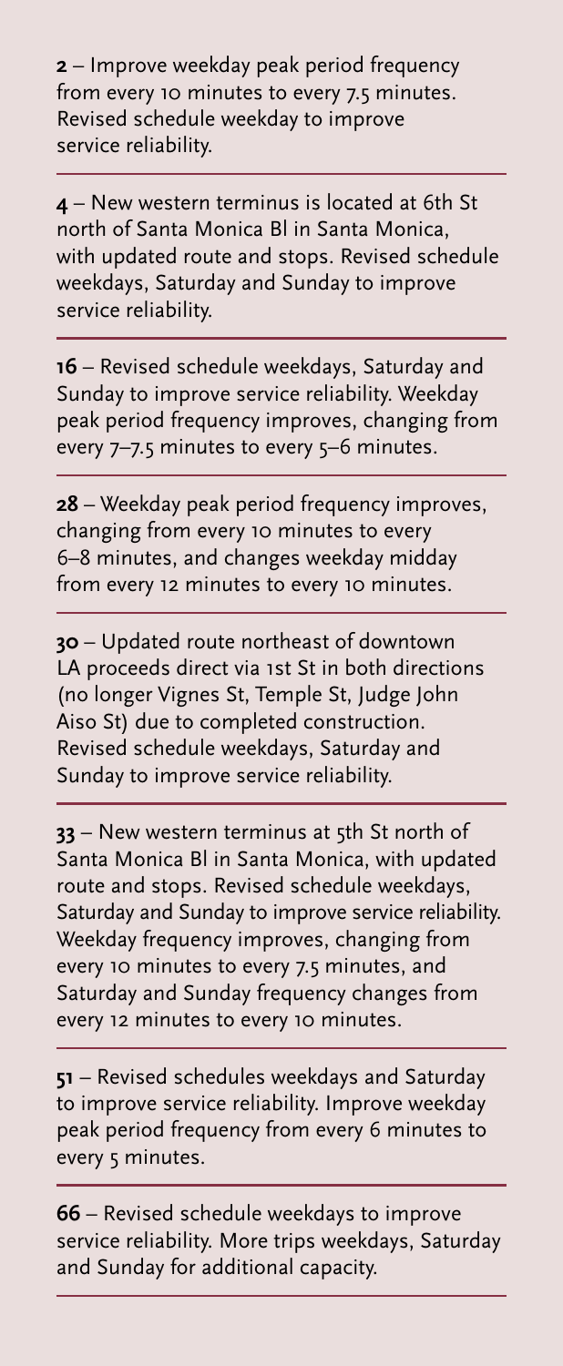**2** – Improve weekday peak period frequency from every 10 minutes to every 7.5 minutes. Revised schedule weekday to improve service reliability.

---

**4** – New western terminus is located at 6th St north of Santa Monica Bl in Santa Monica, with updated route and stops. Revised schedule weekdays, Saturday and Sunday to improve service reliability.

---

**16** – Revised schedule weekdays, Saturday and Sunday to improve service reliability. Weekday peak period frequency improves, changing from every 7–7.5 minutes to every 5–6 minutes.

---

**28** – Weekday peak period frequency improves, changing from every 10 minutes to every 6–8 minutes, and changes weekday midday from every 12 minutes to every 10 minutes.

---

**30** – Updated route northeast of downtown LA proceeds direct via 1st St in both directions (no longer Vignes St, Temple St, Judge John Aiso St) due to completed construction. Revised schedule weekdays, Saturday and Sunday to improve service reliability.

---

**33** – New western terminus at 5th St north of Santa Monica Bl in Santa Monica, with updated route and stops. Revised schedule weekdays, Saturday and Sunday to improve service reliability. Weekday frequency improves, changing from every 10 minutes to every 7.5 minutes, and Saturday and Sunday frequency changes from every 12 minutes to every 10 minutes.

---

**51** – Revised schedules weekdays and Saturday to improve service reliability. Improve weekday peak period frequency from every 6 minutes to every 5 minutes.

---

**66** – Revised schedule weekdays to improve service reliability. More trips weekdays, Saturday and Sunday for additional capacity.

---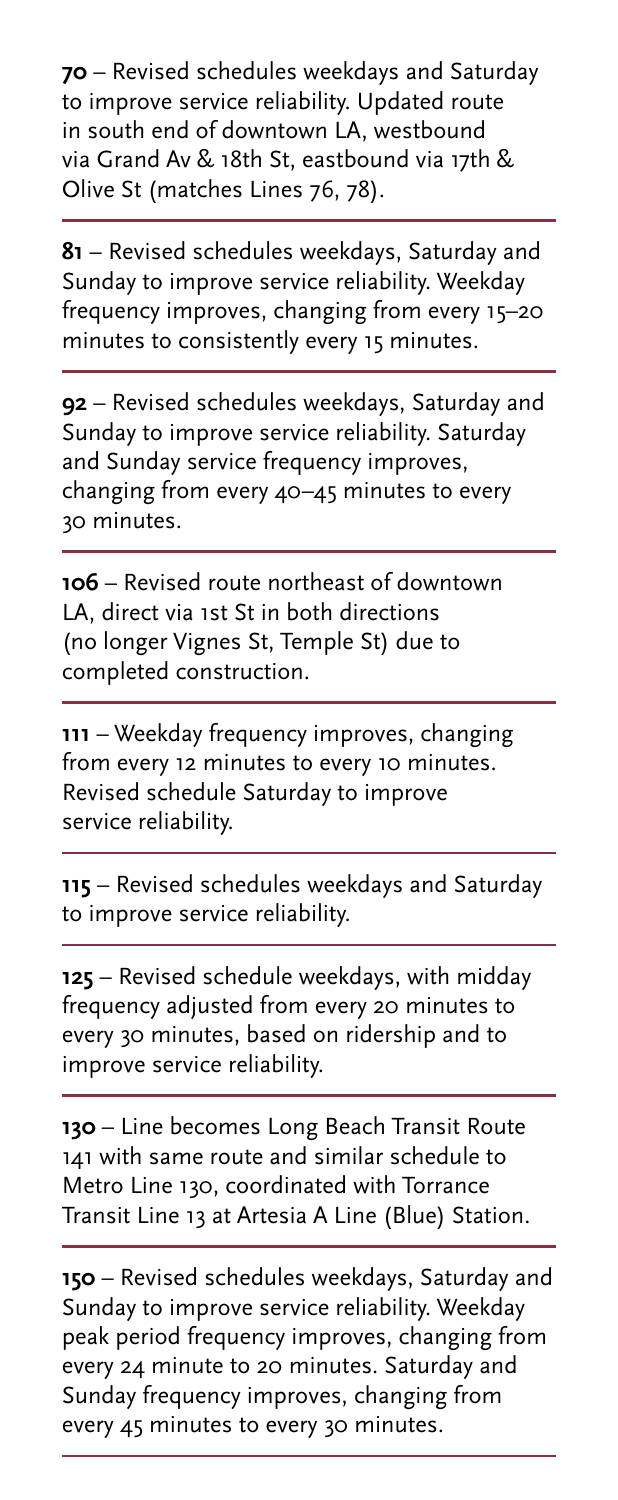**70** – Revised schedules weekdays and Saturday to improve service reliability. Updated route in south end of downtown LA, westbound via Grand Av & 18th St, eastbound via 17th & Olive St (matches Lines 76, 78).

---

**81** – Revised schedules weekdays, Saturday and Sunday to improve service reliability. Weekday frequency improves, changing from every 15–20 minutes to consistently every 15 minutes.

---

**92** – Revised schedules weekdays, Saturday and Sunday to improve service reliability. Saturday and Sunday service frequency improves, changing from every 40–45 minutes to every 30 minutes.

---

**106** – Revised route northeast of downtown LA, direct via 1st St in both directions (no longer Vignes St, Temple St) due to completed construction.

---

**111** – Weekday frequency improves, changing from every 12 minutes to every 10 minutes. Revised schedule Saturday to improve service reliability.

---

**115** – Revised schedules weekdays and Saturday to improve service reliability.

---

**125** – Revised schedule weekdays, with midday frequency adjusted from every 20 minutes to every 30 minutes, based on ridership and to improve service reliability.

---

**130** – Line becomes Long Beach Transit Route 141 with same route and similar schedule to Metro Line 130, coordinated with Torrance Transit Line 13 at Artesia A Line (Blue) Station.

---

**150** – Revised schedules weekdays, Saturday and Sunday to improve service reliability. Weekday peak period frequency improves, changing from every 24 minute to 20 minutes. Saturday and Sunday frequency improves, changing from every 45 minutes to every 30 minutes.

---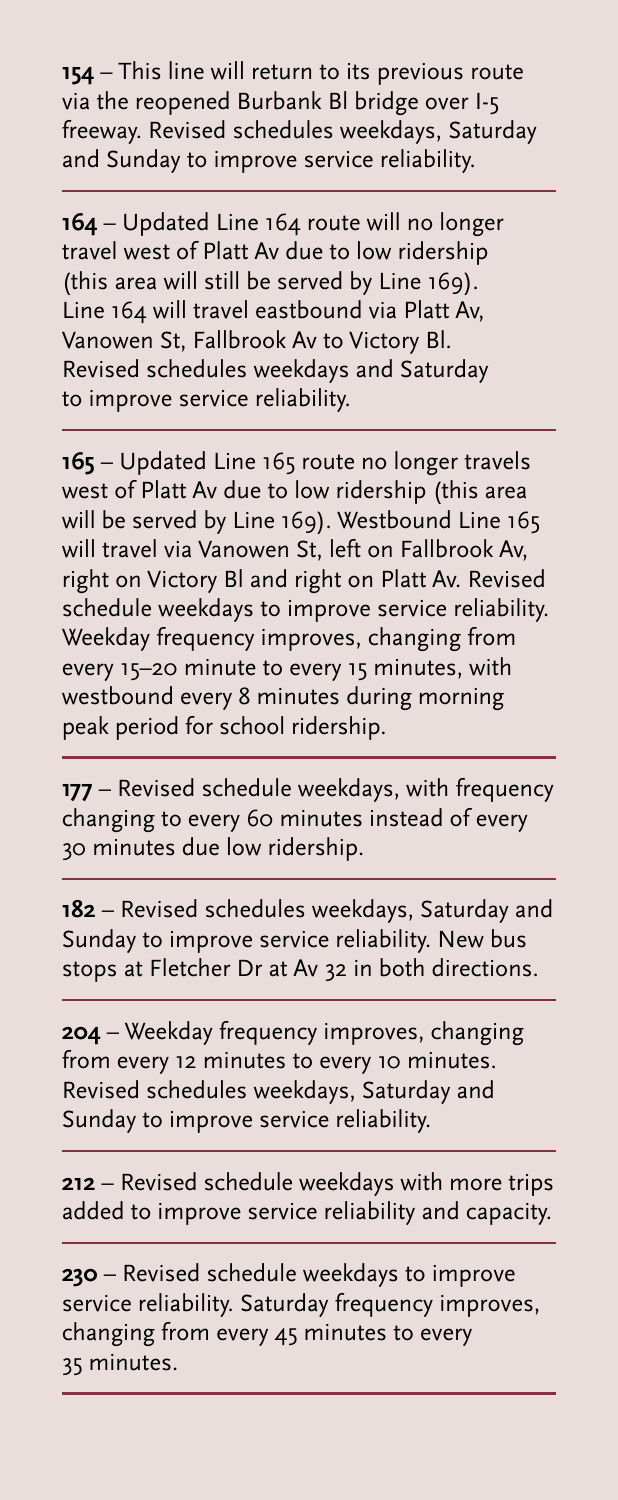**154** – This line will return to its previous route via the reopened Burbank Bl bridge over I-5 freeway. Revised schedules weekdays, Saturday and Sunday to improve service reliability.

**164** – Updated Line 164 route will no longer travel west of Platt Av due to low ridership (this area will still be served by Line 169). Line 164 will travel eastbound via Platt Av, Vanowen St, Fallbrook Av to Victory Bl. Revised schedules weekdays and Saturday to improve service reliability.

**165** – Updated Line 165 route no longer travels west of Platt Av due to low ridership (this area will be served by Line 169). Westbound Line 165 will travel via Vanowen St, left on Fallbrook Av, right on Victory Bl and right on Platt Av. Revised schedule weekdays to improve service reliability. Weekday frequency improves, changing from every 15–20 minute to every 15 minutes, with westbound every 8 minutes during morning peak period for school ridership.

**177** – Revised schedule weekdays, with frequency changing to every 60 minutes instead of every 30 minutes due low ridership.

**182** – Revised schedules weekdays, Saturday and Sunday to improve service reliability. New bus stops at Fletcher Dr at Av 32 in both directions.

**204** – Weekday frequency improves, changing from every 12 minutes to every 10 minutes. Revised schedules weekdays, Saturday and Sunday to improve service reliability.

**212** – Revised schedule weekdays with more trips added to improve service reliability and capacity.

**230** – Revised schedule weekdays to improve service reliability. Saturday frequency improves, changing from every 45 minutes to every 35 minutes.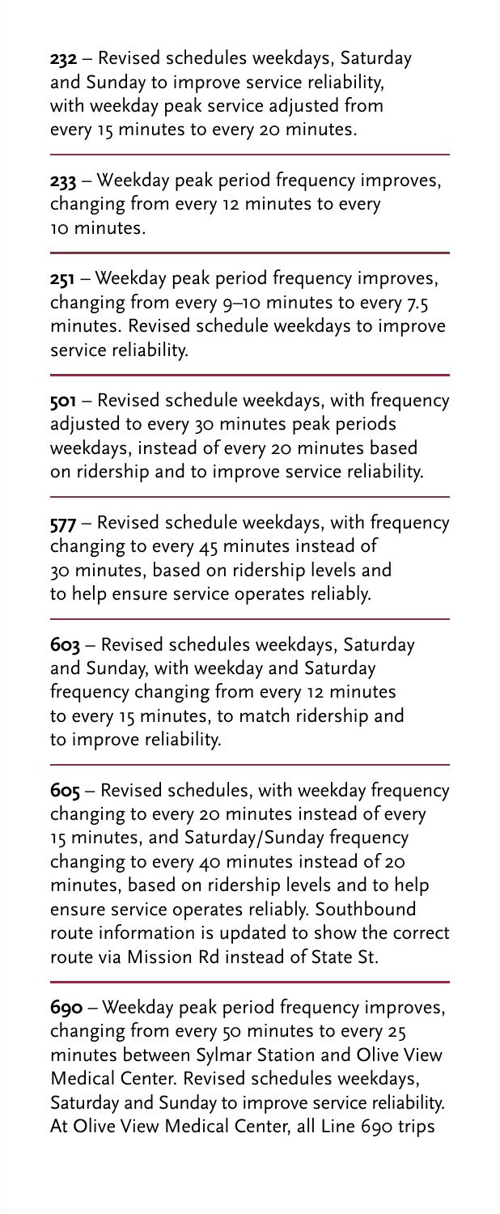**232** – Revised schedules weekdays, Saturday and Sunday to improve service reliability, with weekday peak service adjusted from every 15 minutes to every 20 minutes.

---

**233** – Weekday peak period frequency improves, changing from every 12 minutes to every 10 minutes.

---

**251** – Weekday peak period frequency improves, changing from every 9–10 minutes to every 7.5 minutes. Revised schedule weekdays to improve service reliability.

---

**501** – Revised schedule weekdays, with frequency adjusted to every 30 minutes peak periods weekdays, instead of every 20 minutes based on ridership and to improve service reliability.

---

**577** – Revised schedule weekdays, with frequency changing to every 45 minutes instead of 30 minutes, based on ridership levels and to help ensure service operates reliably.

---

**603** – Revised schedules weekdays, Saturday and Sunday, with weekday and Saturday frequency changing from every 12 minutes to every 15 minutes, to match ridership and to improve reliability.

---

**605** – Revised schedules, with weekday frequency changing to every 20 minutes instead of every 15 minutes, and Saturday/Sunday frequency changing to every 40 minutes instead of 20 minutes, based on ridership levels and to help ensure service operates reliably. Southbound route information is updated to show the correct route via Mission Rd instead of State St.

---

**690** – Weekday peak period frequency improves, changing from every 50 minutes to every 25 minutes between Sylmar Station and Olive View Medical Center. Revised schedules weekdays, Saturday and Sunday to improve service reliability. At Olive View Medical Center, all Line 690 trips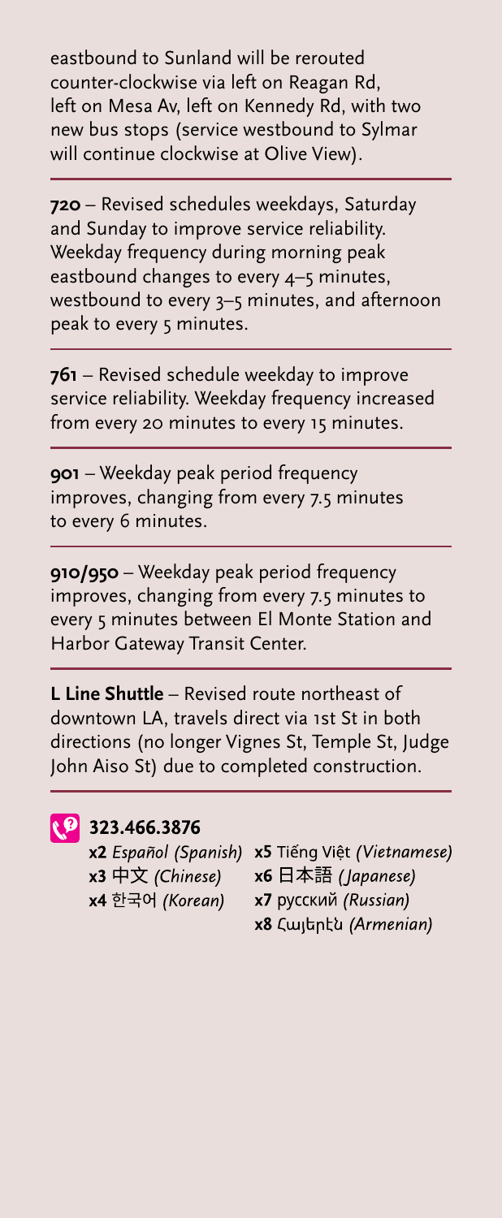eastbound to Sunland will be rerouted counter-clockwise via left on Reagan Rd, left on Mesa Av, left on Kennedy Rd, with two new bus stops (service westbound to Sylmar will continue clockwise at Olive View).

**720** – Revised schedules weekdays, Saturday and Sunday to improve service reliability. Weekday frequency during morning peak eastbound changes to every 4–5 minutes, westbound to every 3–5 minutes, and afternoon peak to every 5 minutes.

**761** – Revised schedule weekday to improve service reliability. Weekday frequency increased from every 20 minutes to every 15 minutes.

**901** – Weekday peak period frequency improves, changing from every 7.5 minutes to every 6 minutes.

**910/950** – Weekday peak period frequency improves, changing from every 7.5 minutes to every 5 minutes between El Monte Station and Harbor Gateway Transit Center.

**L Line Shuttle** – Revised route northeast of downtown LA, travels direct via 1st St in both directions (no longer Vignes St, Temple St, Judge John Aiso St) due to completed construction.

**323.466.3876**

**x2** *Español (Spanish)*
**x3** 中文 *(Chinese)*
**x4** 한국어 *(Korean)*
**x5** Tiếng Việt *(Vietnamese)*
**x6** 日本語 *(Japanese)*
**x7** русский *(Russian)*
**x8** Հայերէն *(Armenian)*